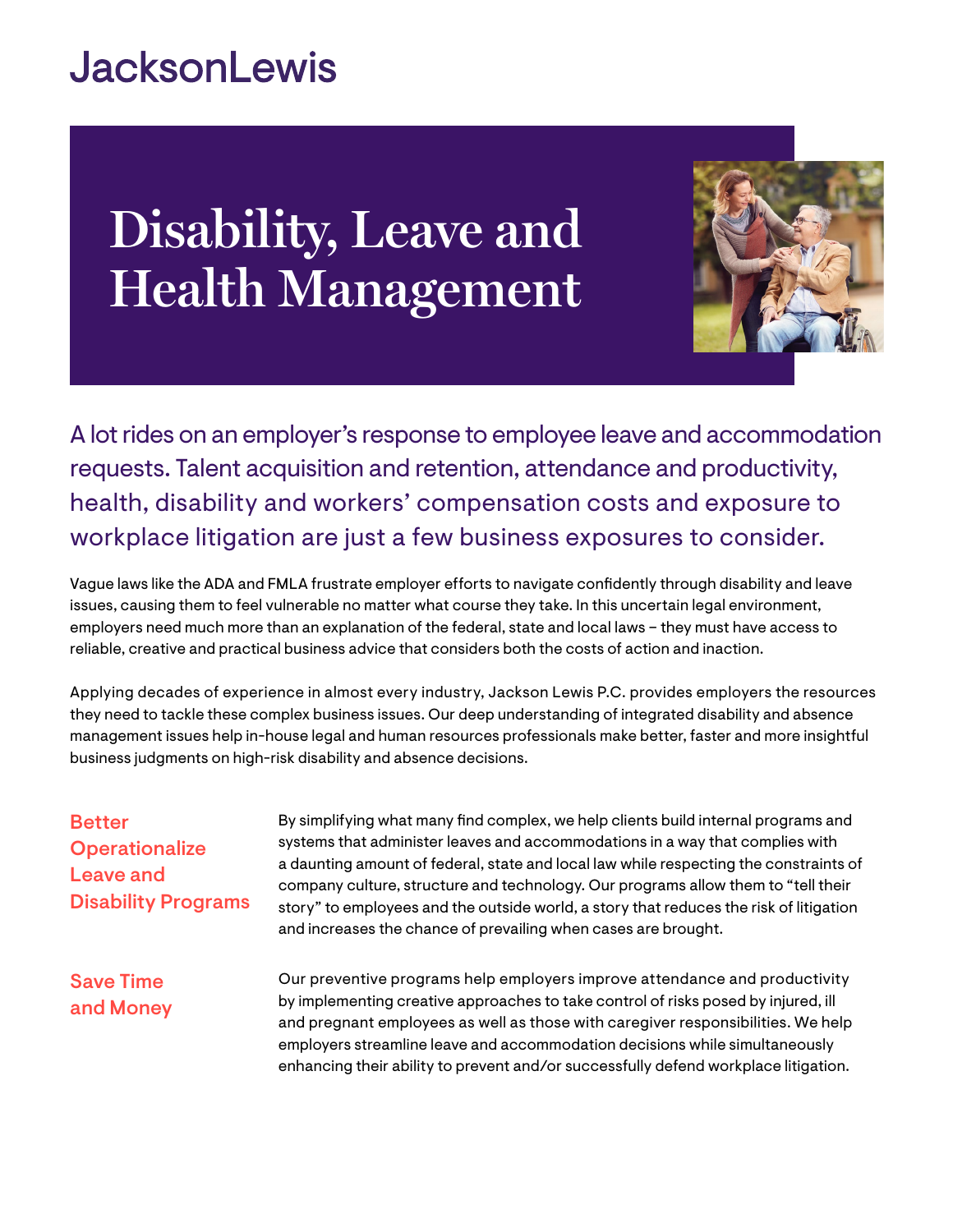JacksonLewis

# Disability, Leave and Health Management

## A lot rides on an employer's response to employee leave and accommodation requests. Talent acquisition and retention, attendance and productivity, health, disability and workers' compensation costs and exposure to workplace litigation are just a few business exposures to consider.

Vague laws like the ADA and FMLA frustrate employer efforts to navigate confidently through disability and leave issues, causing them to feel vulnerable no matter what course they take. In this uncertain legal environment, employers need much more than an explanation of the federal, state and local laws – they must have access to reliable, creative and practical business advice that considers both the costs of action and inaction.

Applying decades of experience in almost every industry, Jackson Lewis P.C. provides employers the resources they need to tackle these complex business issues. Our deep understanding of integrated disability and absence management issues help in-house legal and human resources professionals make better, faster and more insightful business judgments on high-risk disability and absence decisions.

### Better Operationalize Leave and Disability Programs

By simplifying what many find complex, we help clients build internal programs and systems that administer leaves and accommodations in a way that complies with a daunting amount of federal, state and local law while respecting the constraints of company culture, structure and technology. Our programs allow them to "tell their story" to employees and the outside world, a story that reduces the risk of litigation and increases the chance of prevailing when cases are brought.

### Save Time and Money

Our preventive programs help employers improve attendance and productivity by implementing creative approaches to take control of risks posed by injured, ill and pregnant employees as well as those with caregiver responsibilities. We help employers streamline leave and accommodation decisions while simultaneously enhancing their ability to prevent and/or successfully defend workplace litigation.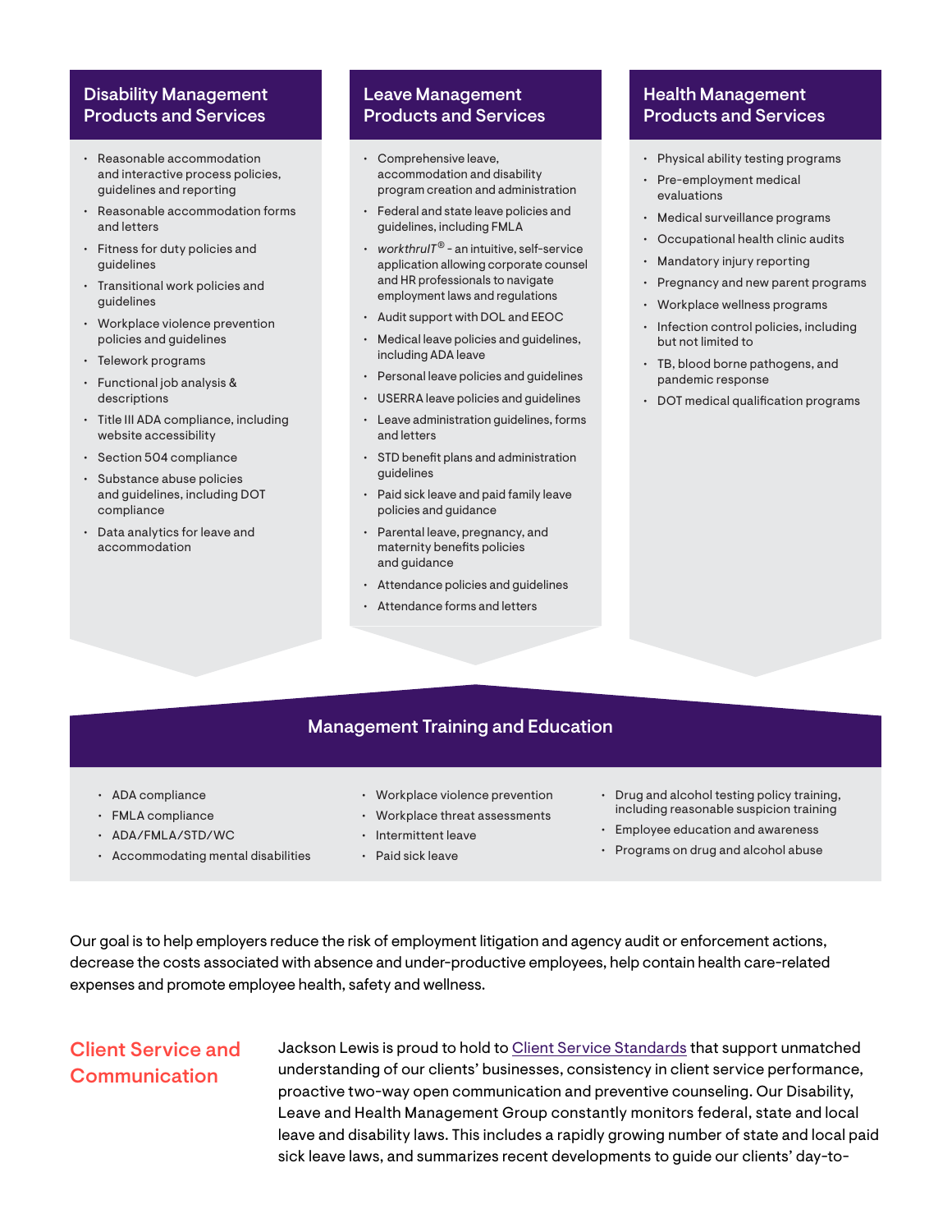## Disability Management Products and Services

- Reasonable accommodation and interactive process policies, guidelines and reporting
- Reasonable accommodation forms and letters
- Fitness for duty policies and guidelines
- Transitional work policies and guidelines
- Workplace violence prevention policies and guidelines
- Telework programs
- Functional job analysis & descriptions
- Title III ADA compliance, including website accessibility
- Section 504 compliance
- Substance abuse policies and guidelines, including DOT compliance
- Data analytics for leave and accommodation

## Leave Management Products and Services

- Comprehensive leave, accommodation and disability program creation and administration
- Federal and state leave policies and guidelines, including FMLA
- *workthruIT®* - an intuitive, self-service application allowing corporate counsel and HR professionals to navigate employment laws and regulations
- Audit support with DOL and EEOC
- Medical leave policies and guidelines, including ADA leave
- Personal leave policies and guidelines
- USERRA leave policies and guidelines
- Leave administration guidelines, forms and letters
- STD benefit plans and administration guidelines
- Paid sick leave and paid family leave policies and guidance
- Parental leave, pregnancy, and maternity benefits policies and guidance
- Attendance policies and guidelines
- Attendance forms and letters

## Health Management Products and Services

- Physical ability testing programs
- Pre-employment medical evaluations
- Medical surveillance programs
- Occupational health clinic audits
- Mandatory injury reporting
- Pregnancy and new parent programs
- Workplace wellness programs
- Infection control policies, including but not limited to
- TB, blood borne pathogens, and pandemic response
- DOT medical qualification programs

## Management Training and Education

- ADA compliance
- FMLA compliance
- ADA/FMLA/STD/WC
- Accommodating mental disabilities
- Workplace violence prevention
- Workplace threat assessments
- Intermittent leave
- Paid sick leave
- Drug and alcohol testing policy training, including reasonable suspicion training
- Employee education and awareness
- Programs on drug and alcohol abuse

Our goal is to help employers reduce the risk of employment litigation and agency audit or enforcement actions, decrease the costs associated with absence and under-productive employees, help contain health care-related expenses and promote employee health, safety and wellness.

## Client Service and Communication

Jackson Lewis is proud to hold to Client Service Standards that support unmatched understanding of our clients' businesses, consistency in client service performance, proactive two-way open communication and preventive counseling. Our Disability, Leave and Health Management Group constantly monitors federal, state and local leave and disability laws. This includes a rapidly growing number of state and local paid sick leave laws, and summarizes recent developments to guide our clients' day-to-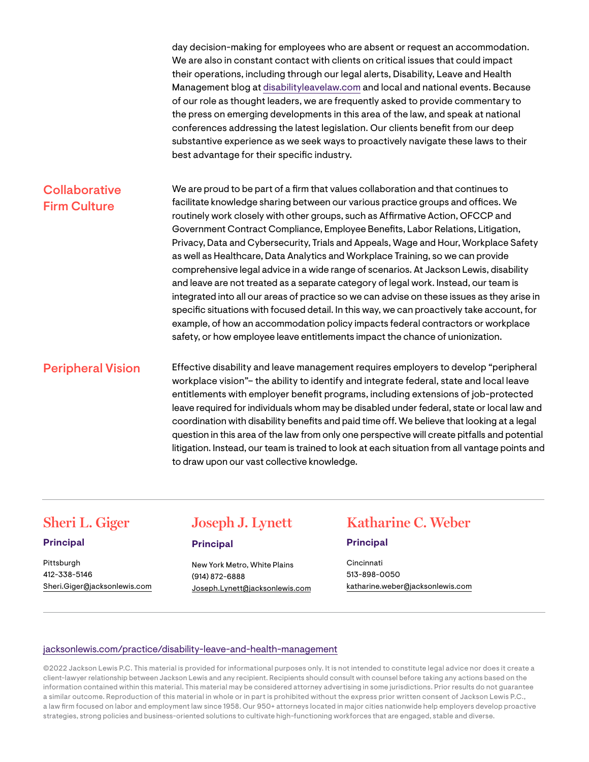day decision-making for employees who are absent or request an accommodation. We are also in constant contact with clients on critical issues that could impact their operations, including through our legal alerts, Disability, Leave and Health Management blog at [disabilityleavelaw.com](disabilityleavelaw.com) and local and national events. Because of our role as thought leaders, we are frequently asked to provide commentary to the press on emerging developments in this area of the law, and speak at national conferences addressing the latest legislation. Our clients benefit from our deep substantive experience as we seek ways to proactively navigate these laws to their best advantage for their specific industry.

## Collaborative Firm Culture

We are proud to be part of a firm that values collaboration and that continues to facilitate knowledge sharing between our various practice groups and offices. We routinely work closely with other groups, such as Affirmative Action, OFCCP and Government Contract Compliance, Employee Benefits, Labor Relations, Litigation, Privacy, Data and Cybersecurity, Trials and Appeals, Wage and Hour, Workplace Safety as well as Healthcare, Data Analytics and Workplace Training, so we can provide comprehensive legal advice in a wide range of scenarios. At Jackson Lewis, disability and leave are not treated as a separate category of legal work. Instead, our team is integrated into all our areas of practice so we can advise on these issues as they arise in specific situations with focused detail. In this way, we can proactively take account, for example, of how an accommodation policy impacts federal contractors or workplace safety, or how employee leave entitlements impact the chance of unionization.

## Peripheral Vision

Effective disability and leave management requires employers to develop “peripheral workplace vision”– the ability to identify and integrate federal, state and local leave entitlements with employer benefit programs, including extensions of job-protected leave required for individuals whom may be disabled under federal, state or local law and coordination with disability benefits and paid time off. We believe that looking at a legal question in this area of the law from only one perspective will create pitfalls and potential litigation. Instead, our team is trained to look at each situation from all vantage points and to draw upon our vast collective knowledge.

---

### Sheri L. Giger

**Principal**

Pittsburgh
412-338-5146
Sheri.Giger@jacksonlewis.com

### Joseph J. Lynett

**Principal**

New York Metro, White Plains
(914) 872-6888
Joseph.Lynett@jacksonlewis.com

### Katharine C. Weber

**Principal**

Cincinnati
513-898-0050
katharine.weber@jacksonlewis.com

---

[jacksonlewis.com/practice/disability-leave-and-health-management](jacksonlewis.com/practice/disability-leave-and-health-management)

©2022 Jackson Lewis P.C. This material is provided for informational purposes only. It is not intended to constitute legal advice nor does it create a client-lawyer relationship between Jackson Lewis and any recipient. Recipients should consult with counsel before taking any actions based on the information contained within this material. This material may be considered attorney advertising in some jurisdictions. Prior results do not guarantee a similar outcome. Reproduction of this material in whole or in part is prohibited without the express prior written consent of Jackson Lewis P.C., a law firm focused on labor and employment law since 1958. Our 950+ attorneys located in major cities nationwide help employers develop proactive strategies, strong policies and business-oriented solutions to cultivate high-functioning workforces that are engaged, stable and diverse.